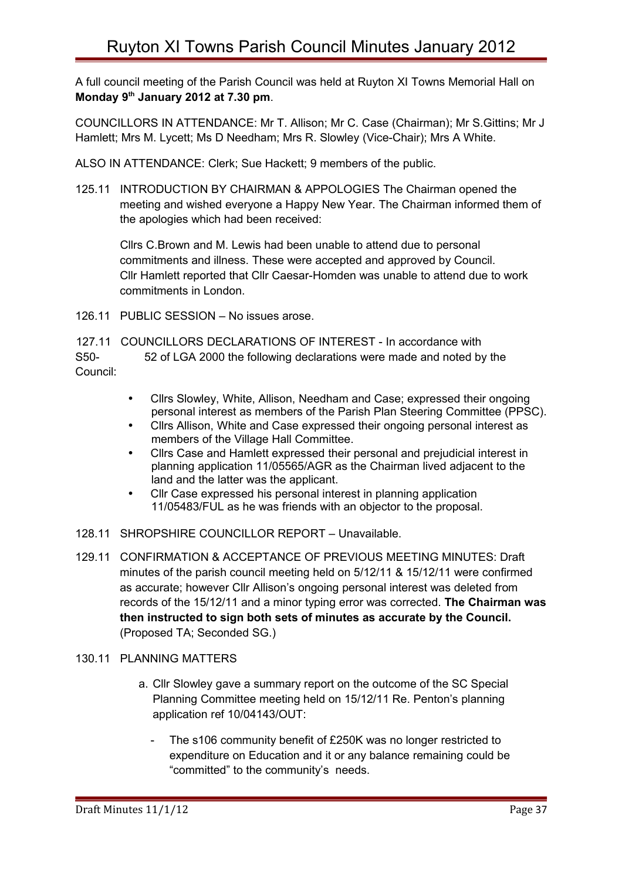# Ruyton XI Towns Parish Council Minutes January 2012

A full council meeting of the Parish Council was held at Ruyton XI Towns Memorial Hall on **Monday 9th January 2012 at 7.30 pm**.

COUNCILLORS IN ATTENDANCE: Mr T. Allison; Mr C. Case (Chairman); Mr S.Gittins; Mr J Hamlett; Mrs M. Lycett; Ms D Needham; Mrs R. Slowley (Vice-Chair); Mrs A White.

ALSO IN ATTENDANCE: Clerk; Sue Hackett; 9 members of the public.

125.11 INTRODUCTION BY CHAIRMAN & APPOLOGIES The Chairman opened the meeting and wished everyone a Happy New Year. The Chairman informed them of the apologies which had been received:

Cllrs C.Brown and M. Lewis had been unable to attend due to personal commitments and illness. These were accepted and approved by Council. Cllr Hamlett reported that Cllr Caesar-Homden was unable to attend due to work commitments in London.

126.11 PUBLIC SESSION – No issues arose.

127.11 COUNCILLORS DECLARATIONS OF INTEREST - In accordance with S50-52 of LGA 2000 the following declarations were made and noted by the Council:

- Cllrs Slowley, White, Allison, Needham and Case; expressed their ongoing personal interest as members of the Parish Plan Steering Committee (PPSC).
- Cllrs Allison, White and Case expressed their ongoing personal interest as members of the Village Hall Committee.
- Cllrs Case and Hamlett expressed their personal and prejudicial interest in planning application 11/05565/AGR as the Chairman lived adjacent to the land and the latter was the applicant.
- Cllr Case expressed his personal interest in planning application 11/05483/FUL as he was friends with an objector to the proposal.

128.11 SHROPSHIRE COUNCILLOR REPORT – Unavailable.

129.11 CONFIRMATION & ACCEPTANCE OF PREVIOUS MEETING MINUTES: Draft minutes of the parish council meeting held on 5/12/11 & 15/12/11 were confirmed as accurate; however Cllr Allison's ongoing personal interest was deleted from records of the 15/12/11 and a minor typing error was corrected. **The Chairman was then instructed to sign both sets of minutes as accurate by the Council.** (Proposed TA; Seconded SG.)

130.11 PLANNING MATTERS

a. Cllr Slowley gave a summary report on the outcome of the SC Special Planning Committee meeting held on 15/12/11 Re. Penton's planning application ref 10/04143/OUT:

   - The s106 community benefit of £250K was no longer restricted to expenditure on Education and it or any balance remaining could be "committed" to the community's needs.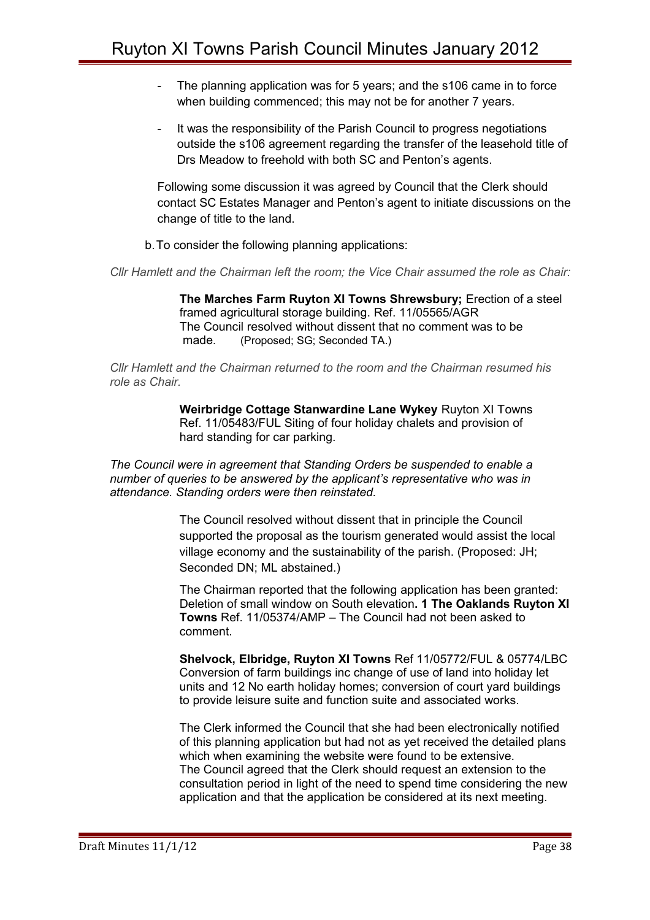- The planning application was for 5 years; and the s106 came in to force when building commenced; this may not be for another 7 years.
- It was the responsibility of the Parish Council to progress negotiations outside the s106 agreement regarding the transfer of the leasehold title of Drs Meadow to freehold with both SC and Penton's agents.

Following some discussion it was agreed by Council that the Clerk should contact SC Estates Manager and Penton's agent to initiate discussions on the change of title to the land.

b. To consider the following planning applications:

*Cllr Hamlett and the Chairman left the room; the Vice Chair assumed the role as Chair:*

**The Marches Farm Ruyton XI Towns Shrewsbury;** Erection of a steel framed agricultural storage building. Ref. 11/05565/AGR
The Council resolved without dissent that no comment was to be made. (Proposed; SG; Seconded TA.)

*Cllr Hamlett and the Chairman returned to the room and the Chairman resumed his role as Chair.*

**Weirbridge Cottage Stanwardine Lane Wykey** Ruyton XI Towns Ref. 11/05483/FUL Siting of four holiday chalets and provision of hard standing for car parking.

*The Council were in agreement that Standing Orders be suspended to enable a number of queries to be answered by the applicant's representative who was in attendance. Standing orders were then reinstated.*

The Council resolved without dissent that in principle the Council supported the proposal as the tourism generated would assist the local village economy and the sustainability of the parish. (Proposed: JH; Seconded DN; ML abstained.)

The Chairman reported that the following application has been granted: Deletion of small window on South elevation**. 1 The Oaklands Ruyton XI Towns** Ref. 11/05374/AMP – The Council had not been asked to comment.

**Shelvock, Elbridge, Ruyton XI Towns** Ref 11/05772/FUL & 05774/LBC Conversion of farm buildings inc change of use of land into holiday let units and 12 No earth holiday homes; conversion of court yard buildings to provide leisure suite and function suite and associated works.

The Clerk informed the Council that she had been electronically notified of this planning application but had not as yet received the detailed plans which when examining the website were found to be extensive.
The Council agreed that the Clerk should request an extension to the consultation period in light of the need to spend time considering the new application and that the application be considered at its next meeting.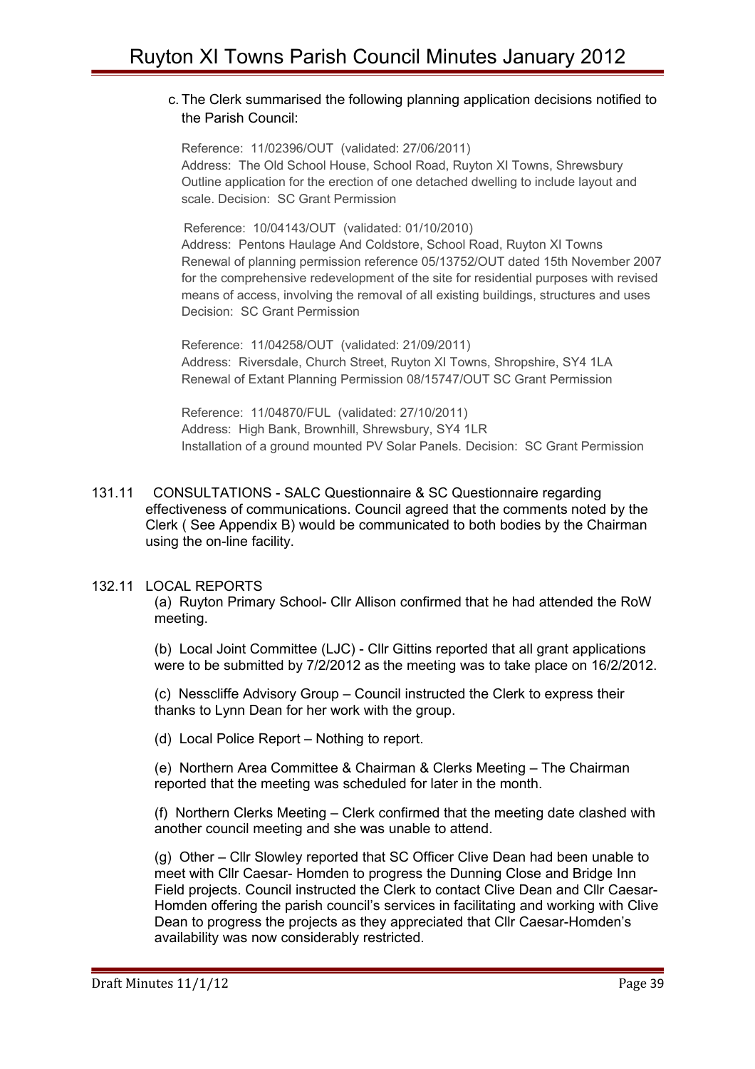c. The Clerk summarised the following planning application decisions notified to the Parish Council:

Reference: 11/02396/OUT (validated: 27/06/2011)
Address: The Old School House, School Road, Ruyton XI Towns, Shrewsbury
Outline application for the erection of one detached dwelling to include layout and scale. Decision: SC Grant Permission

Reference: 10/04143/OUT (validated: 01/10/2010)
Address: Pentons Haulage And Coldstore, School Road, Ruyton XI Towns
Renewal of planning permission reference 05/13752/OUT dated 15th November 2007 for the comprehensive redevelopment of the site for residential purposes with revised means of access, involving the removal of all existing buildings, structures and uses
Decision: SC Grant Permission

Reference: 11/04258/OUT (validated: 21/09/2011)
Address: Riversdale, Church Street, Ruyton XI Towns, Shropshire, SY4 1LA
Renewal of Extant Planning Permission 08/15747/OUT SC Grant Permission

Reference: 11/04870/FUL (validated: 27/10/2011)
Address: High Bank, Brownhill, Shrewsbury, SY4 1LR
Installation of a ground mounted PV Solar Panels. Decision: SC Grant Permission

131.11 CONSULTATIONS - SALC Questionnaire & SC Questionnaire regarding effectiveness of communications. Council agreed that the comments noted by the Clerk ( See Appendix B) would be communicated to both bodies by the Chairman using the on-line facility.

132.11 LOCAL REPORTS

(a) Ruyton Primary School- Cllr Allison confirmed that he had attended the RoW meeting.

(b) Local Joint Committee (LJC) - Cllr Gittins reported that all grant applications were to be submitted by 7/2/2012 as the meeting was to take place on 16/2/2012.

(c) Nesscliffe Advisory Group – Council instructed the Clerk to express their thanks to Lynn Dean for her work with the group.

(d) Local Police Report – Nothing to report.

(e) Northern Area Committee & Chairman & Clerks Meeting – The Chairman reported that the meeting was scheduled for later in the month.

(f) Northern Clerks Meeting – Clerk confirmed that the meeting date clashed with another council meeting and she was unable to attend.

(g) Other – Cllr Slowley reported that SC Officer Clive Dean had been unable to meet with Cllr Caesar- Homden to progress the Dunning Close and Bridge Inn Field projects. Council instructed the Clerk to contact Clive Dean and Cllr Caesar-Homden offering the parish council's services in facilitating and working with Clive Dean to progress the projects as they appreciated that Cllr Caesar-Homden's availability was now considerably restricted.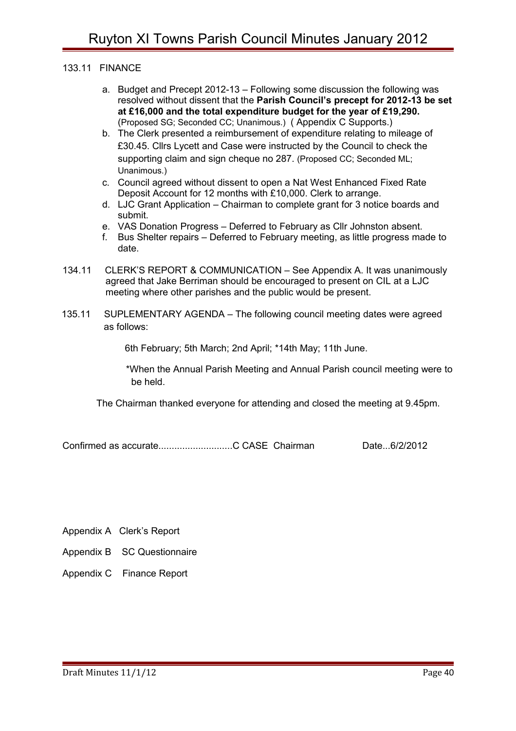133.11 FINANCE

a. Budget and Precept 2012-13 – Following some discussion the following was resolved without dissent that the **Parish Council's precept for 2012-13 be set at £16,000 and the total expenditure budget for the year of £19,290.** (Proposed SG; Seconded CC; Unanimous.) ( Appendix C Supports.)
b. The Clerk presented a reimbursement of expenditure relating to mileage of £30.45. Cllrs Lycett and Case were instructed by the Council to check the supporting claim and sign cheque no 287. (Proposed CC; Seconded ML; Unanimous.)
c. Council agreed without dissent to open a Nat West Enhanced Fixed Rate Deposit Account for 12 months with £10,000. Clerk to arrange.
d. LJC Grant Application – Chairman to complete grant for 3 notice boards and submit.
e. VAS Donation Progress – Deferred to February as Cllr Johnston absent.
f. Bus Shelter repairs – Deferred to February meeting, as little progress made to date.

134.11 CLERK'S REPORT & COMMUNICATION – See Appendix A. It was unanimously agreed that Jake Berriman should be encouraged to present on CIL at a LJC meeting where other parishes and the public would be present.

135.11 SUPLEMENTARY AGENDA – The following council meeting dates were agreed as follows:

6th February; 5th March; 2nd April; *14th May; 11th June.

*When the Annual Parish Meeting and Annual Parish council meeting were to be held.

The Chairman thanked everyone for attending and closed the meeting at 9.45pm.

Confirmed as accurate............................C CASE Chairman Date...6/2/2012

Appendix A Clerk's Report

Appendix B SC Questionnaire

Appendix C Finance Report